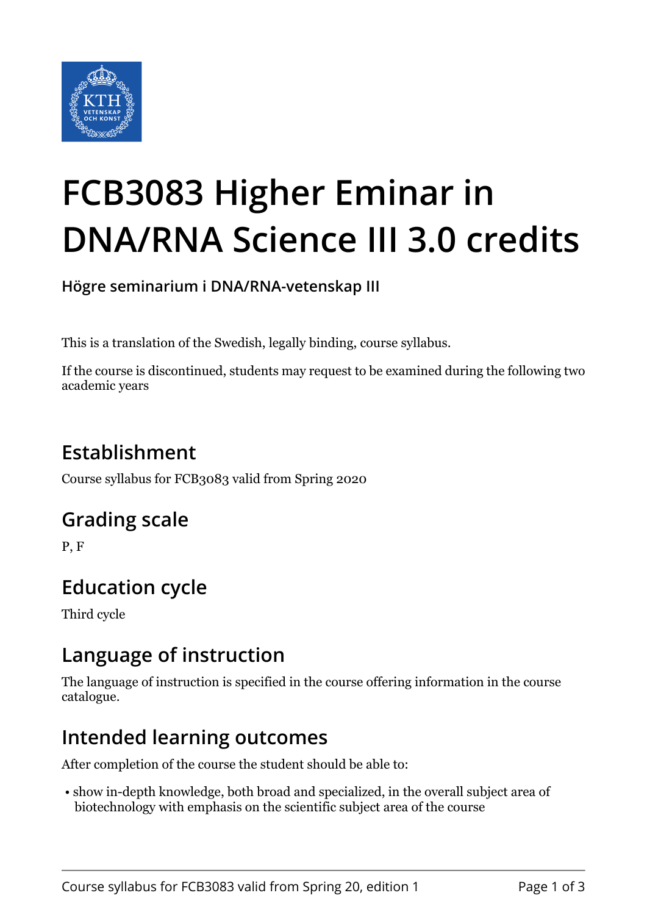# FCB3083 Higher Eminar in DNA/RNA Science III 3.0 credits

**Högre seminarium i DNA/RNA-vetenskap III**

This is a translation of the Swedish, legally binding, course syllabus.

If the course is discontinued, students may request to be examined during the following two academic years

## Establishment

Course syllabus for FCB3083 valid from Spring 2020

## Grading scale

P, F

## Education cycle

Third cycle

## Language of instruction

The language of instruction is specified in the course offering information in the course catalogue.

## Intended learning outcomes

After completion of the course the student should be able to:

- show in-depth knowledge, both broad and specialized, in the overall subject area of biotechnology with emphasis on the scientific subject area of the course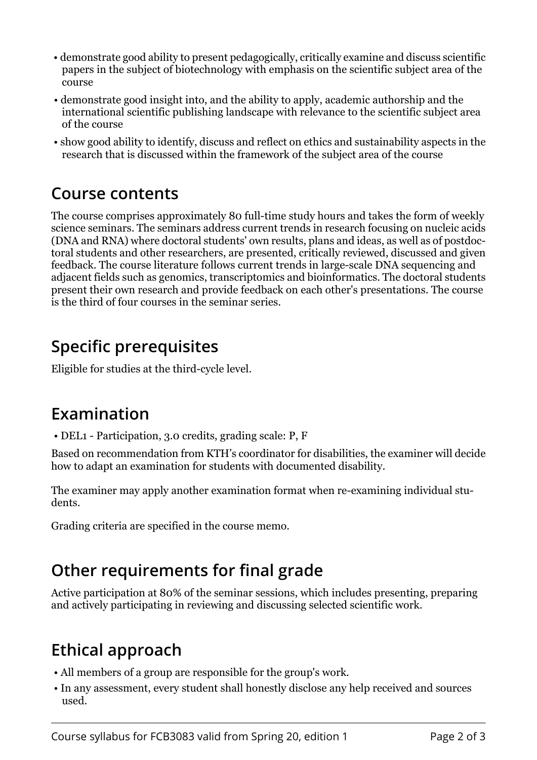- demonstrate good ability to present pedagogically, critically examine and discuss scientific papers in the subject of biotechnology with emphasis on the scientific subject area of the course
- demonstrate good insight into, and the ability to apply, academic authorship and the international scientific publishing landscape with relevance to the scientific subject area of the course
- show good ability to identify, discuss and reflect on ethics and sustainability aspects in the research that is discussed within the framework of the subject area of the course

## Course contents

The course comprises approximately 80 full-time study hours and takes the form of weekly science seminars. The seminars address current trends in research focusing on nucleic acids (DNA and RNA) where doctoral students' own results, plans and ideas, as well as of postdoctoral students and other researchers, are presented, critically reviewed, discussed and given feedback. The course literature follows current trends in large-scale DNA sequencing and adjacent fields such as genomics, transcriptomics and bioinformatics. The doctoral students present their own research and provide feedback on each other's presentations. The course is the third of four courses in the seminar series.

## Specific prerequisites

Eligible for studies at the third-cycle level.

## Examination

- DEL1 - Participation, 3.0 credits, grading scale: P, F

Based on recommendation from KTH's coordinator for disabilities, the examiner will decide how to adapt an examination for students with documented disability.

The examiner may apply another examination format when re-examining individual students.

Grading criteria are specified in the course memo.

## Other requirements for final grade

Active participation at 80% of the seminar sessions, which includes presenting, preparing and actively participating in reviewing and discussing selected scientific work.

## Ethical approach

- All members of a group are responsible for the group's work.
- In any assessment, every student shall honestly disclose any help received and sources used.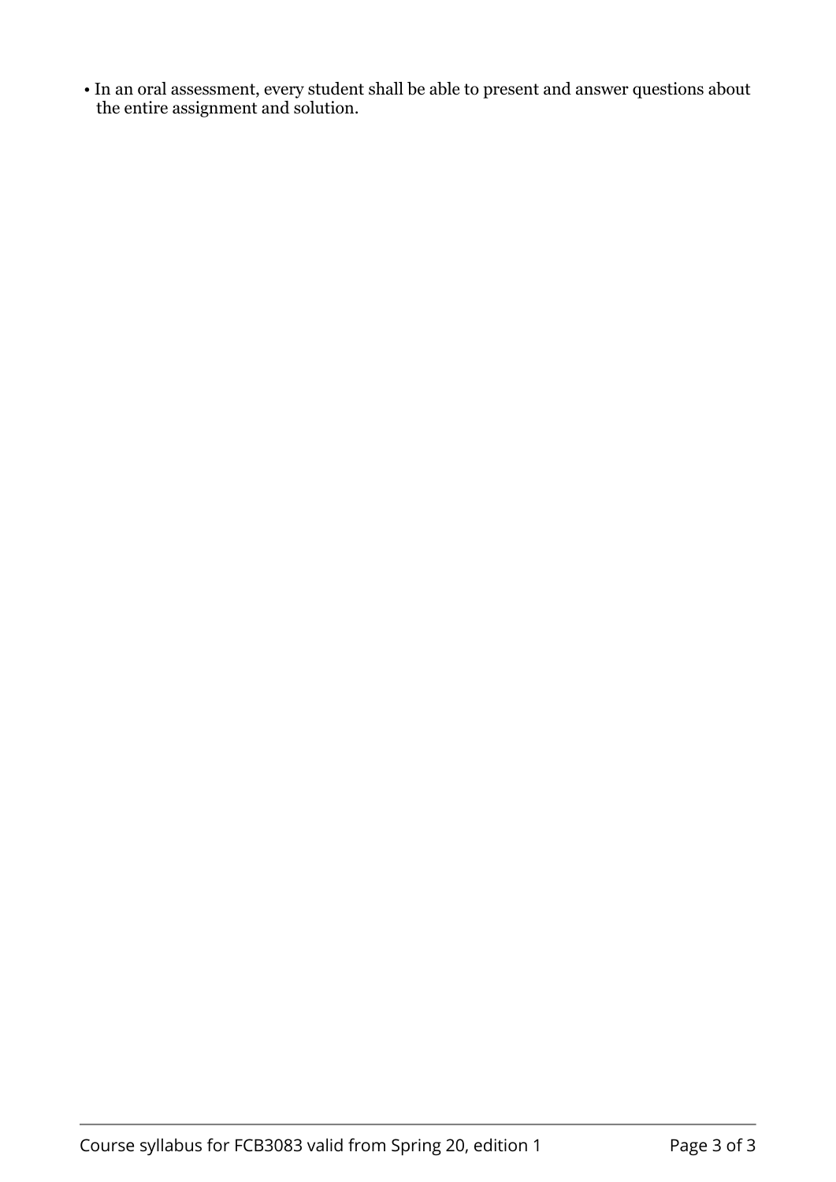- In an oral assessment, every student shall be able to present and answer questions about the entire assignment and solution.